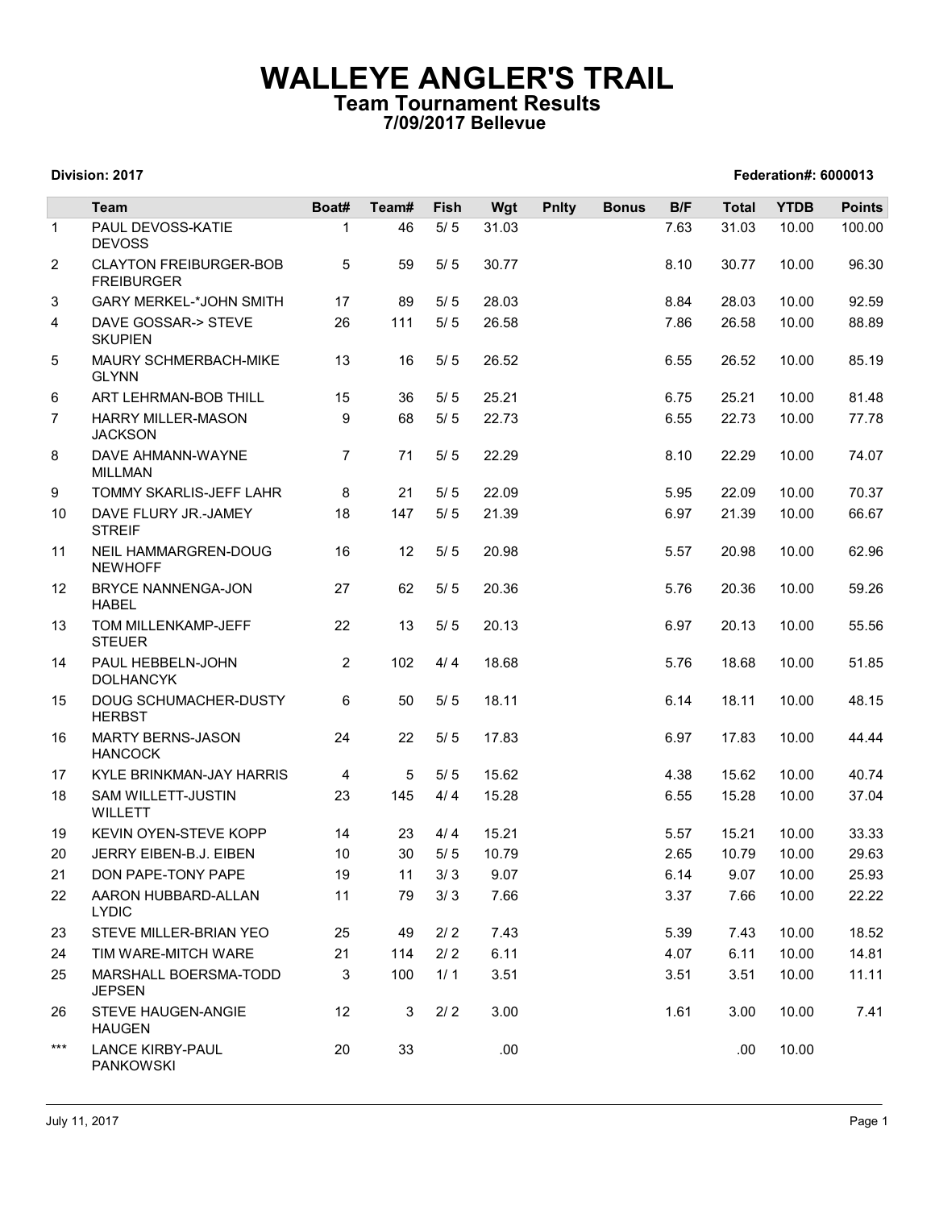# WALLEYE ANGLER'S TRAIL

## Team Tournament Results

### 7/09/2017 Bellevue

**Division: 2017** **Federation#: 6000013**

| | Team | Boat# | Team# | Fish | Wgt | Pnlty | Bonus | B/F | Total | YTDB | Points |
|---|---|---|---|---|---|---|---|---|---|---|---|
| 1 | PAUL DEVOSS-KATIE DEVOSS | 1 | 46 | 5/ 5 | 31.03 | | | 7.63 | 31.03 | 10.00 | 100.00 |
| 2 | CLAYTON FREIBURGER-BOB FREIBURGER | 5 | 59 | 5/ 5 | 30.77 | | | 8.10 | 30.77 | 10.00 | 96.30 |
| 3 | GARY MERKEL-*JOHN SMITH | 17 | 89 | 5/ 5 | 28.03 | | | 8.84 | 28.03 | 10.00 | 92.59 |
| 4 | DAVE GOSSAR-> STEVE SKUPIEN | 26 | 111 | 5/ 5 | 26.58 | | | 7.86 | 26.58 | 10.00 | 88.89 |
| 5 | MAURY SCHMERBACH-MIKE GLYNN | 13 | 16 | 5/ 5 | 26.52 | | | 6.55 | 26.52 | 10.00 | 85.19 |
| 6 | ART LEHRMAN-BOB THILL | 15 | 36 | 5/ 5 | 25.21 | | | 6.75 | 25.21 | 10.00 | 81.48 |
| 7 | HARRY MILLER-MASON JACKSON | 9 | 68 | 5/ 5 | 22.73 | | | 6.55 | 22.73 | 10.00 | 77.78 |
| 8 | DAVE AHMANN-WAYNE MILLMAN | 7 | 71 | 5/ 5 | 22.29 | | | 8.10 | 22.29 | 10.00 | 74.07 |
| 9 | TOMMY SKARLIS-JEFF LAHR | 8 | 21 | 5/ 5 | 22.09 | | | 5.95 | 22.09 | 10.00 | 70.37 |
| 10 | DAVE FLURY JR.-JAMEY STREIF | 18 | 147 | 5/ 5 | 21.39 | | | 6.97 | 21.39 | 10.00 | 66.67 |
| 11 | NEIL HAMMARGREN-DOUG NEWHOFF | 16 | 12 | 5/ 5 | 20.98 | | | 5.57 | 20.98 | 10.00 | 62.96 |
| 12 | BRYCE NANNENGA-JON HABEL | 27 | 62 | 5/ 5 | 20.36 | | | 5.76 | 20.36 | 10.00 | 59.26 |
| 13 | TOM MILLENKAMP-JEFF STEUER | 22 | 13 | 5/ 5 | 20.13 | | | 6.97 | 20.13 | 10.00 | 55.56 |
| 14 | PAUL HEBBELN-JOHN DOLHANCYK | 2 | 102 | 4/ 4 | 18.68 | | | 5.76 | 18.68 | 10.00 | 51.85 |
| 15 | DOUG SCHUMACHER-DUSTY HERBST | 6 | 50 | 5/ 5 | 18.11 | | | 6.14 | 18.11 | 10.00 | 48.15 |
| 16 | MARTY BERNS-JASON HANCOCK | 24 | 22 | 5/ 5 | 17.83 | | | 6.97 | 17.83 | 10.00 | 44.44 |
| 17 | KYLE BRINKMAN-JAY HARRIS | 4 | 5 | 5/ 5 | 15.62 | | | 4.38 | 15.62 | 10.00 | 40.74 |
| 18 | SAM WILLETT-JUSTIN WILLETT | 23 | 145 | 4/ 4 | 15.28 | | | 6.55 | 15.28 | 10.00 | 37.04 |
| 19 | KEVIN OYEN-STEVE KOPP | 14 | 23 | 4/ 4 | 15.21 | | | 5.57 | 15.21 | 10.00 | 33.33 |
| 20 | JERRY EIBEN-B.J. EIBEN | 10 | 30 | 5/ 5 | 10.79 | | | 2.65 | 10.79 | 10.00 | 29.63 |
| 21 | DON PAPE-TONY PAPE | 19 | 11 | 3/ 3 | 9.07 | | | 6.14 | 9.07 | 10.00 | 25.93 |
| 22 | AARON HUBBARD-ALLAN LYDIC | 11 | 79 | 3/ 3 | 7.66 | | | 3.37 | 7.66 | 10.00 | 22.22 |
| 23 | STEVE MILLER-BRIAN YEO | 25 | 49 | 2/ 2 | 7.43 | | | 5.39 | 7.43 | 10.00 | 18.52 |
| 24 | TIM WARE-MITCH WARE | 21 | 114 | 2/ 2 | 6.11 | | | 4.07 | 6.11 | 10.00 | 14.81 |
| 25 | MARSHALL BOERSMA-TODD JEPSEN | 3 | 100 | 1/ 1 | 3.51 | | | 3.51 | 3.51 | 10.00 | 11.11 |
| 26 | STEVE HAUGEN-ANGIE HAUGEN | 12 | 3 | 2/ 2 | 3.00 | | | 1.61 | 3.00 | 10.00 | 7.41 |
| *** | LANCE KIRBY-PAUL PANKOWSKI | 20 | 33 | | .00 | | | | .00 | 10.00 | |

July 11, 2017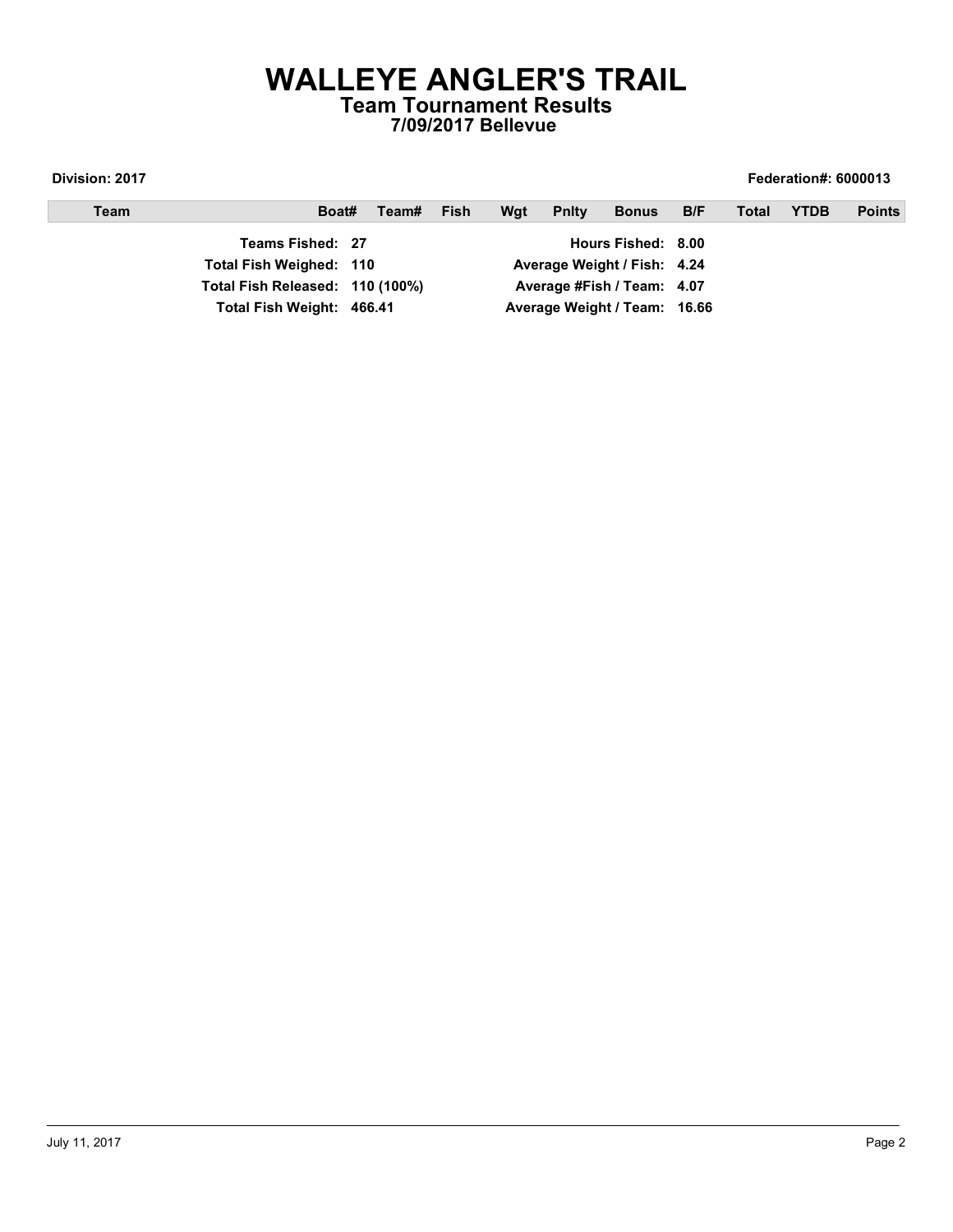# WALLEYE ANGLER'S TRAIL

## Team Tournament Results

### 7/09/2017 Bellevue

**Division: 2017** **Federation#: 6000013**

| Team | Boat# | Team# | Fish | Wgt | Pnlty | Bonus | B/F | Total | YTDB | Points |
|---|---|---|---|---|---|---|---|---|---|---|

| | | | |
|---|---|---|---|
| **Teams Fished:** | **27** | **Hours Fished:** | **8.00** |
| **Total Fish Weighed:** | **110** | **Average Weight / Fish:** | **4.24** |
| **Total Fish Released:** | **110 (100%)** | **Average #Fish / Team:** | **4.07** |
| **Total Fish Weight:** | **466.41** | **Average Weight / Team:** | **16.66** |

July 11, 2017